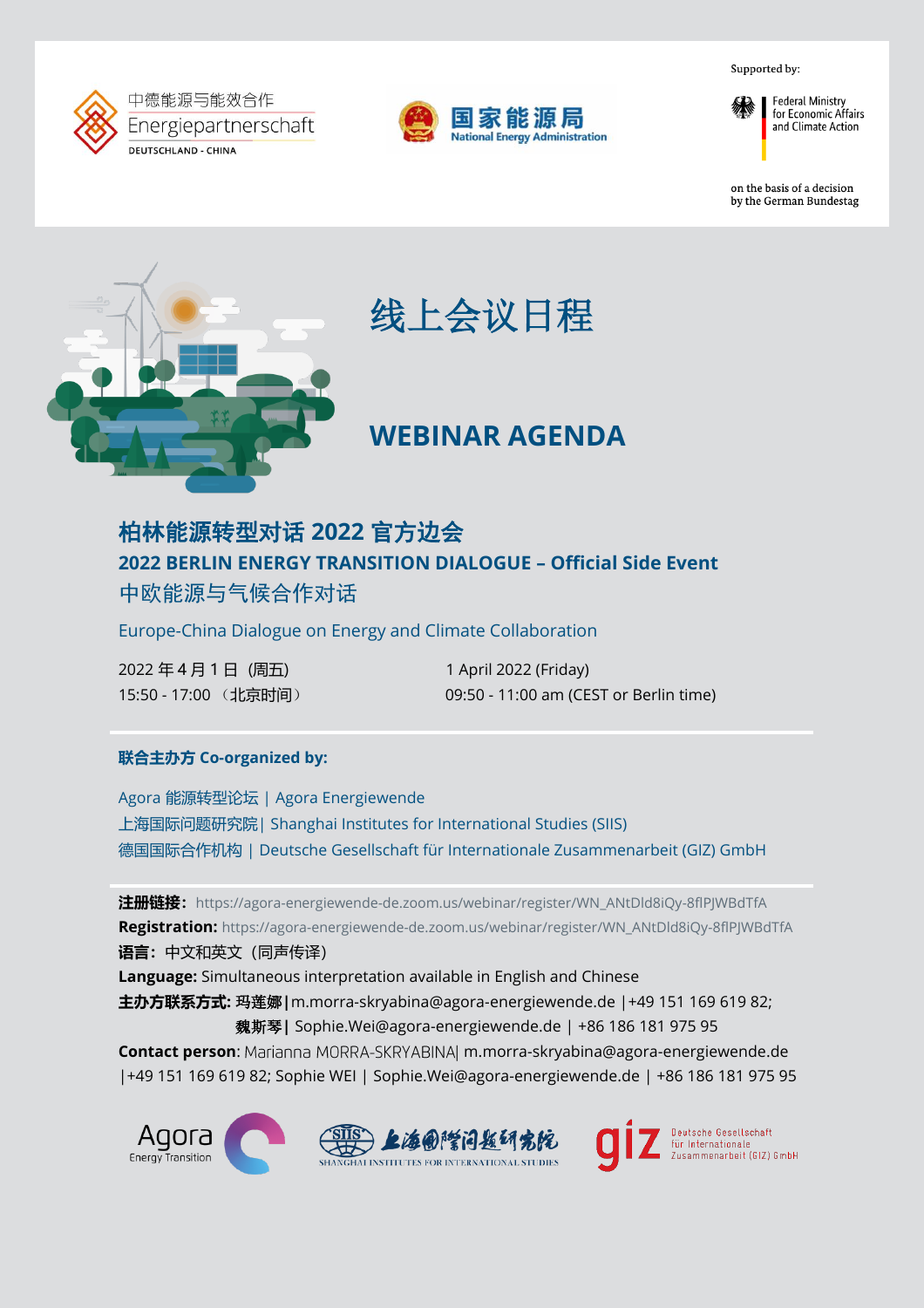中德能源与能效合作
Energiepartnerschaft
DEUTSCHLAND - CHINA

国家能源局
National Energy Administration

Supported by:

Federal Ministry for Economic Affairs and Climate Action

on the basis of a decision by the German Bundestag

# 线上会议日程

# WEBINAR AGENDA

## 柏林能源转型对话 2022 官方边会

## 2022 BERLIN ENERGY TRANSITION DIALOGUE – Official Side Event

### 中欧能源与气候合作对话

### Europe-China Dialogue on Energy and Climate Collaboration

2022 年 4 月 1 日（周五）
15:50 - 17:00 （北京时间）

1 April 2022 (Friday)
09:50 - 11:00 am (CEST or Berlin time)

**联合主办方 Co-organized by:**

Agora 能源转型论坛 | Agora Energiewende
上海国际问题研究院| Shanghai Institutes for International Studies (SIIS)
德国国际合作机构 | Deutsche Gesellschaft für Internationale Zusammenarbeit (GIZ) GmbH

**注册链接：** https://agora-energiewende-de.zoom.us/webinar/register/WN_ANtDld8iQy-8flPJWBdTfA
**Registration:** https://agora-energiewende-de.zoom.us/webinar/register/WN_ANtDld8iQy-8flPJWBdTfA
**语言：** 中文和英文（同声传译）
**Language:** Simultaneous interpretation available in English and Chinese
**主办方联系方式: 玛莲娜|** m.morra-skryabina@agora-energiewende.de |+49 151 169 619 82;
**魏斯琴|** Sophie.Wei@agora-energiewende.de | +86 186 181 975 95
**Contact person**: Marianna MORRA-SKRYABINA| m.morra-skryabina@agora-energiewende.de |+49 151 169 619 82; Sophie WEI | Sophie.Wei@agora-energiewende.de | +86 186 181 975 95

Agora Energy Transition
SIIS 上海国际问题研究院 SHANGHAI INSTITUTES FOR INTERNATIONAL STUDIES
giz Deutsche Gesellschaft für Internationale Zusammenarbeit (GIZ) GmbH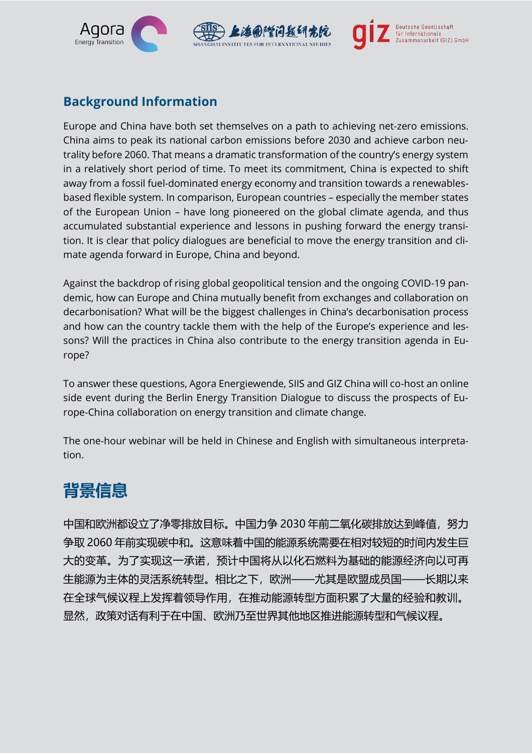## Background Information

Europe and China have both set themselves on a path to achieving net-zero emissions. China aims to peak its national carbon emissions before 2030 and achieve carbon neutrality before 2060. That means a dramatic transformation of the country's energy system in a relatively short period of time. To meet its commitment, China is expected to shift away from a fossil fuel-dominated energy economy and transition towards a renewables-based flexible system. In comparison, European countries – especially the member states of the European Union – have long pioneered on the global climate agenda, and thus accumulated substantial experience and lessons in pushing forward the energy transition. It is clear that policy dialogues are beneficial to move the energy transition and climate agenda forward in Europe, China and beyond.

Against the backdrop of rising global geopolitical tension and the ongoing COVID-19 pandemic, how can Europe and China mutually benefit from exchanges and collaboration on decarbonisation? What will be the biggest challenges in China's decarbonisation process and how can the country tackle them with the help of the Europe's experience and lessons? Will the practices in China also contribute to the energy transition agenda in Europe?

To answer these questions, Agora Energiewende, SIIS and GIZ China will co-host an online side event during the Berlin Energy Transition Dialogue to discuss the prospects of Europe-China collaboration on energy transition and climate change.

The one-hour webinar will be held in Chinese and English with simultaneous interpretation.

## 背景信息

中国和欧洲都设立了净零排放目标。中国力争 2030 年前二氧化碳排放达到峰值，努力争取 2060 年前实现碳中和。这意味着中国的能源系统需要在相对较短的时间内发生巨大的变革。为了实现这一承诺，预计中国将从以化石燃料为基础的能源经济向以可再生能源为主体的灵活系统转型。相比之下，欧洲——尤其是欧盟成员国——长期以来在全球气候议程上发挥着领导作用，在推动能源转型方面积累了大量的经验和教训。显然，政策对话有利于在中国、欧洲乃至世界其他地区推进能源转型和气候议程。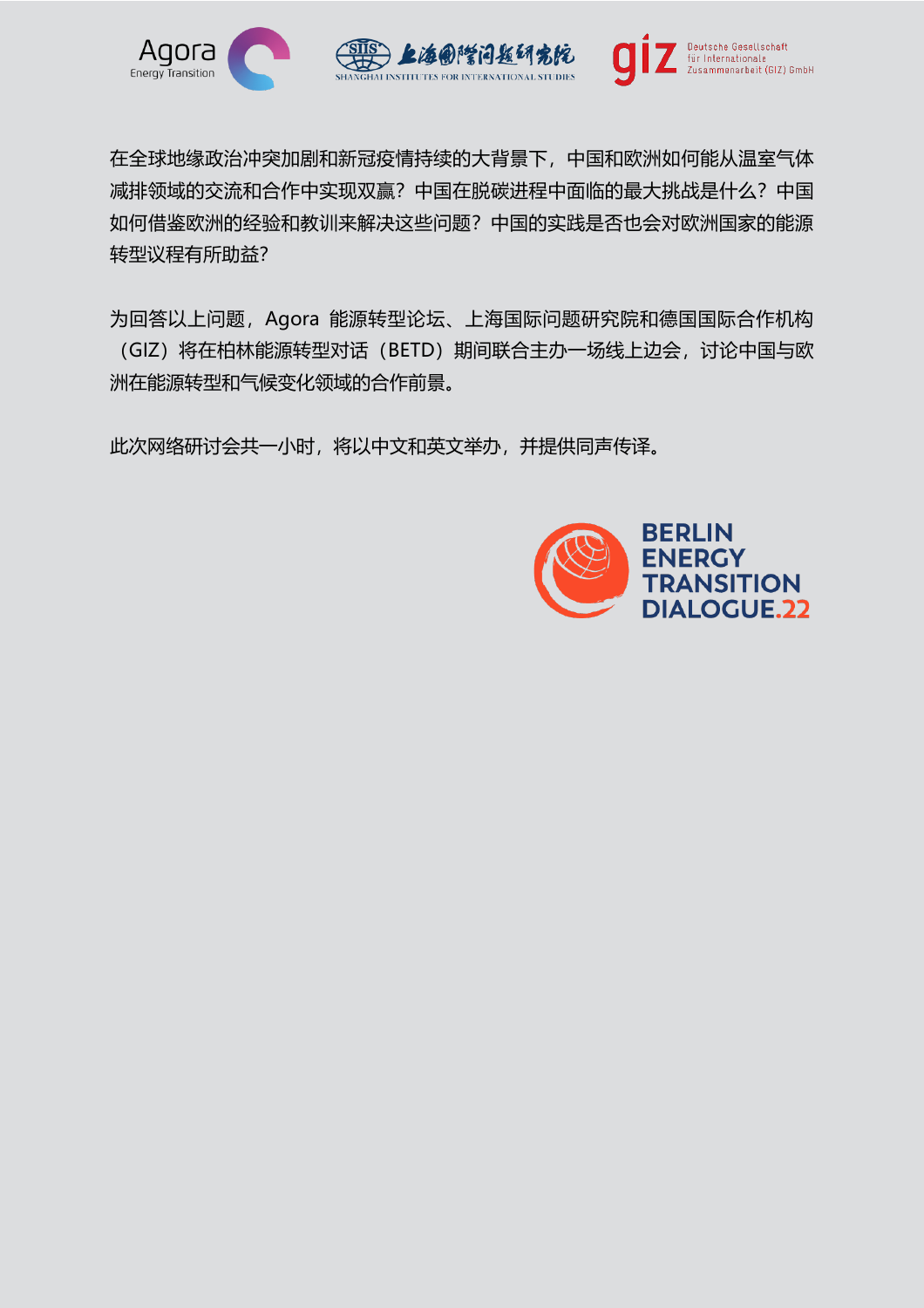在全球地缘政治冲突加剧和新冠疫情持续的大背景下，中国和欧洲如何能从温室气体减排领域的交流和合作中实现双赢？中国在脱碳进程中面临的最大挑战是什么？中国如何借鉴欧洲的经验和教训来解决这些问题？中国的实践是否也会对欧洲国家的能源转型议程有所助益？

为回答以上问题，Agora 能源转型论坛、上海国际问题研究院和德国国际合作机构（GIZ）将在柏林能源转型对话（BETD）期间联合主办一场线上边会，讨论中国与欧洲在能源转型和气候变化领域的合作前景。

此次网络研讨会共一小时，将以中文和英文举办，并提供同声传译。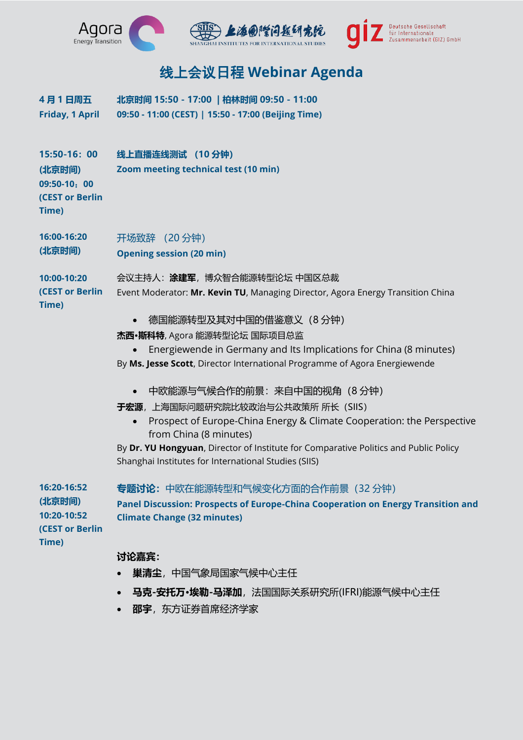Agora Energy Transition | SIIS 上海国际问题研究院 SHANGHAI INSTITUTES FOR INTERNATIONAL STUDIES | giz Deutsche Gesellschaft für Internationale Zusammenarbeit (GIZ) GmbH

# 线上会议日程 Webinar Agenda

**4 月 1 日周五**
**Friday, 1 April**

**北京时间 15:50 - 17:00 | 柏林时间 09:50 - 11:00**
**09:50 - 11:00 (CEST) | 15:50 - 17:00 (Beijing Time)**

**15:50-16：00 (北京时间)**
**09:50-10：00 (CEST or Berlin Time)**

**线上直播连线测试 （10 分钟）**
**Zoom meeting technical test (10 min)**

**16:00-16:20 (北京时间)**
**10:00-10:20 (CEST or Berlin Time)**

开场致辞 （20 分钟）
**Opening session (20 min)**

会议主持人：**涂建军**，博众智合能源转型论坛 中国区总裁
Event Moderator: **Mr. Kevin TU**, Managing Director, Agora Energy Transition China

- 德国能源转型及其对中国的借鉴意义（8 分钟）

**杰西•斯科特**, Agora 能源转型论坛 国际项目总监

- Energiewende in Germany and Its Implications for China (8 minutes)

By **Ms. Jesse Scott**, Director International Programme of Agora Energiewende

- 中欧能源与气候合作的前景：来自中国的视角（8 分钟）

**于宏源**，上海国际问题研究院比较政治与公共政策所 所长（SIIS）

- Prospect of Europe-China Energy & Climate Cooperation: the Perspective from China (8 minutes)

By **Dr. YU Hongyuan**, Director of Institute for Comparative Politics and Public Policy Shanghai Institutes for International Studies (SIIS)

**16:20-16:52 (北京时间)**
**10:20-10:52 (CEST or Berlin Time)**

**专题讨论**：中欧在能源转型和气候变化方面的合作前景（32 分钟）
**Panel Discussion: Prospects of Europe-China Cooperation on Energy Transition and Climate Change (32 minutes)**

**讨论嘉宾：**

- **巢清尘**，中国气象局国家气候中心主任
- **马克-安托万•埃勒-马泽加**，法国国际关系研究所(IFRI)能源气候中心主任
- **邵宇**，东方证券首席经济学家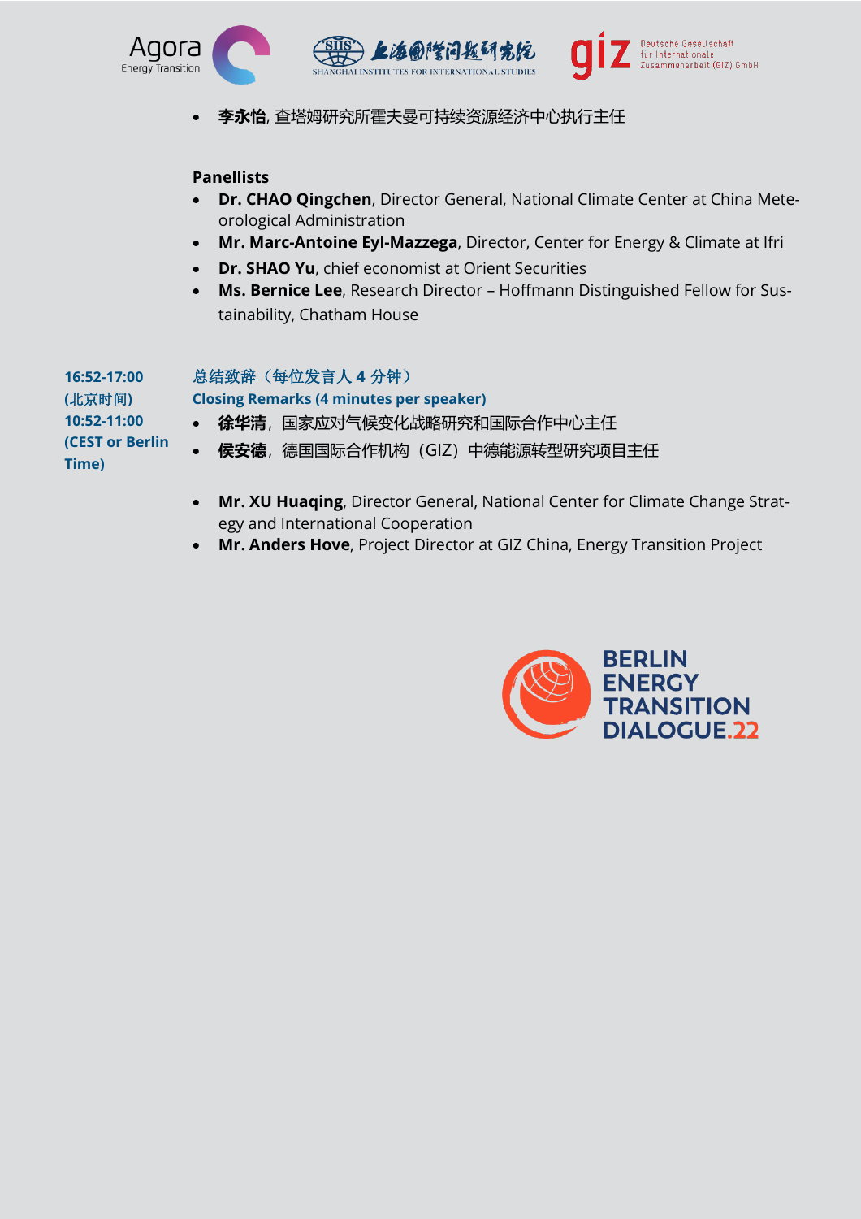- **李永怡**, 查塔姆研究所霍夫曼可持续资源经济中心执行主任

**Panellists**

- **Dr. CHAO Qingchen**, Director General, National Climate Center at China Meteorological Administration
- **Mr. Marc-Antoine Eyl-Mazzega**, Director, Center for Energy & Climate at Ifri
- **Dr. SHAO Yu**, chief economist at Orient Securities
- **Ms. Bernice Lee**, Research Director – Hoffmann Distinguished Fellow for Sustainability, Chatham House

**16:52-17:00 (北京时间) 10:52-11:00 (CEST or Berlin Time)**

**总结致辞（每位发言人 4 分钟）**

**Closing Remarks (4 minutes per speaker)**

- **徐华清**，国家应对气候变化战略研究和国际合作中心主任
- **侯安德**，德国国际合作机构（GIZ）中德能源转型研究项目主任

- **Mr. XU Huaqing**, Director General, National Center for Climate Change Strategy and International Cooperation
- **Mr. Anders Hove**, Project Director at GIZ China, Energy Transition Project